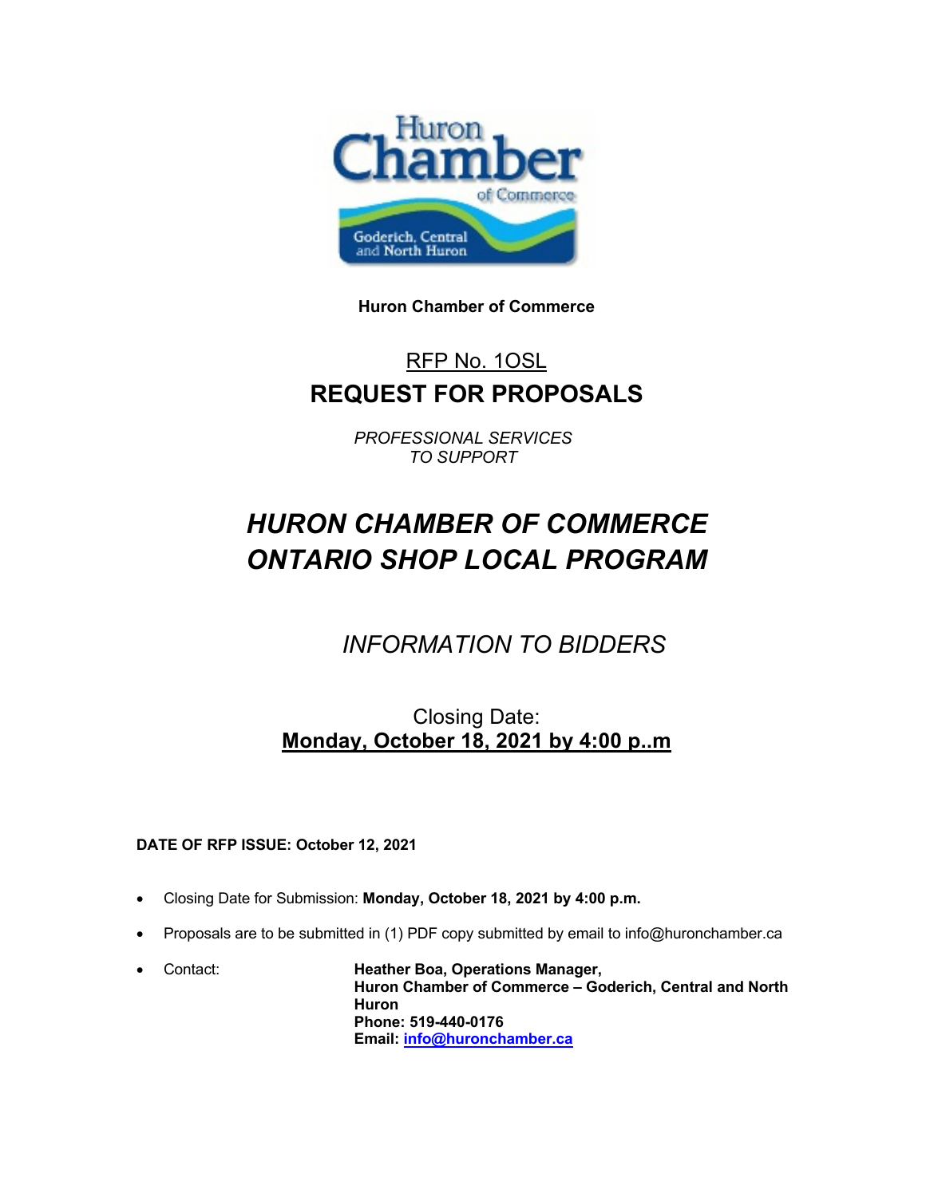**Huron Chamber of Commerce**

<u>RFP No. 1OSL</u>

# REQUEST FOR PROPOSALS

*PROFESSIONAL SERVICES*
*TO SUPPORT*

# *HURON CHAMBER OF COMMERCE ONTARIO SHOP LOCAL PROGRAM*

## *INFORMATION TO BIDDERS*

Closing Date:
**<u>Monday, October 18, 2021 by 4:00 p..m</u>**

**DATE OF RFP ISSUE: October 12, 2021**

- Closing Date for Submission: **Monday, October 18, 2021 by 4:00 p.m.**
- Proposals are to be submitted in (1) PDF copy submitted by email to info@huronchamber.ca
- Contact: **Heather Boa, Operations Manager,**
  **Huron Chamber of Commerce – Goderich, Central and North Huron**
  **Phone: 519-440-0176**
  **Email: info@huronchamber.ca**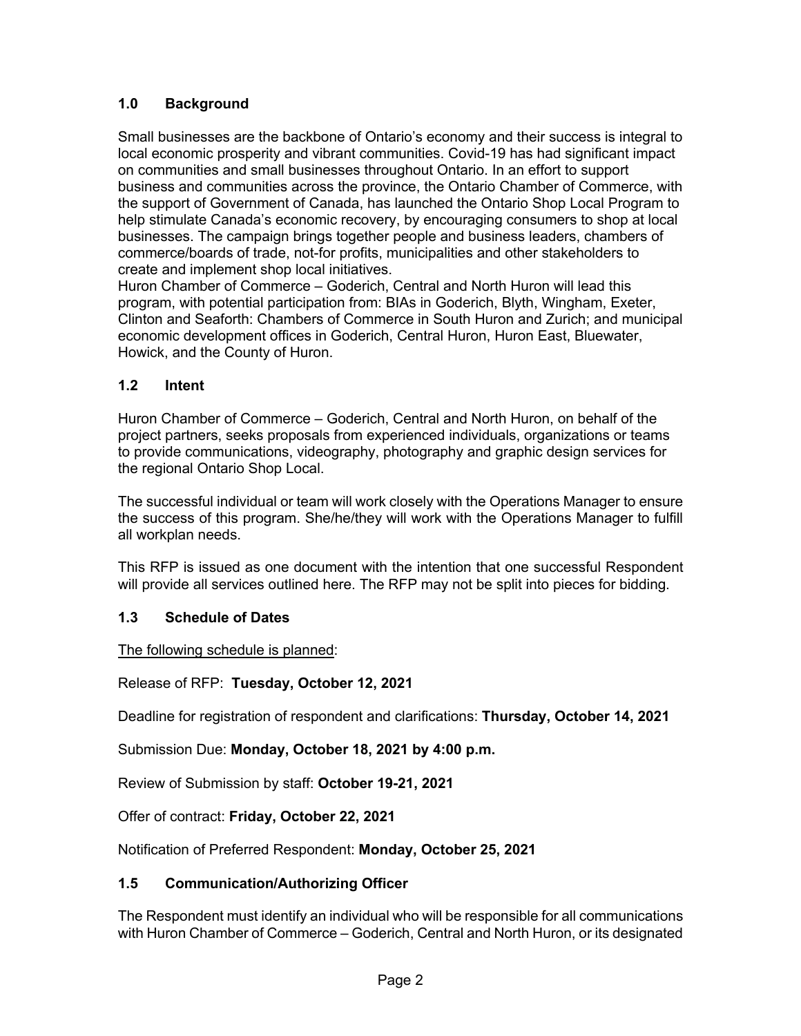## 1.0 Background

Small businesses are the backbone of Ontario's economy and their success is integral to local economic prosperity and vibrant communities. Covid-19 has had significant impact on communities and small businesses throughout Ontario. In an effort to support business and communities across the province, the Ontario Chamber of Commerce, with the support of Government of Canada, has launched the Ontario Shop Local Program to help stimulate Canada's economic recovery, by encouraging consumers to shop at local businesses. The campaign brings together people and business leaders, chambers of commerce/boards of trade, not-for profits, municipalities and other stakeholders to create and implement shop local initiatives.

Huron Chamber of Commerce – Goderich, Central and North Huron will lead this program, with potential participation from: BIAs in Goderich, Blyth, Wingham, Exeter, Clinton and Seaforth: Chambers of Commerce in South Huron and Zurich; and municipal economic development offices in Goderich, Central Huron, Huron East, Bluewater, Howick, and the County of Huron.

## 1.2 Intent

Huron Chamber of Commerce – Goderich, Central and North Huron, on behalf of the project partners, seeks proposals from experienced individuals, organizations or teams to provide communications, videography, photography and graphic design services for the regional Ontario Shop Local.

The successful individual or team will work closely with the Operations Manager to ensure the success of this program. She/he/they will work with the Operations Manager to fulfill all workplan needs.

This RFP is issued as one document with the intention that one successful Respondent will provide all services outlined here. The RFP may not be split into pieces for bidding.

## 1.3 Schedule of Dates

The following schedule is planned:

Release of RFP: **Tuesday, October 12, 2021**

Deadline for registration of respondent and clarifications: **Thursday, October 14, 2021**

Submission Due: **Monday, October 18, 2021 by 4:00 p.m.**

Review of Submission by staff: **October 19-21, 2021**

Offer of contract: **Friday, October 22, 2021**

Notification of Preferred Respondent: **Monday, October 25, 2021**

## 1.5 Communication/Authorizing Officer

The Respondent must identify an individual who will be responsible for all communications with Huron Chamber of Commerce – Goderich, Central and North Huron, or its designated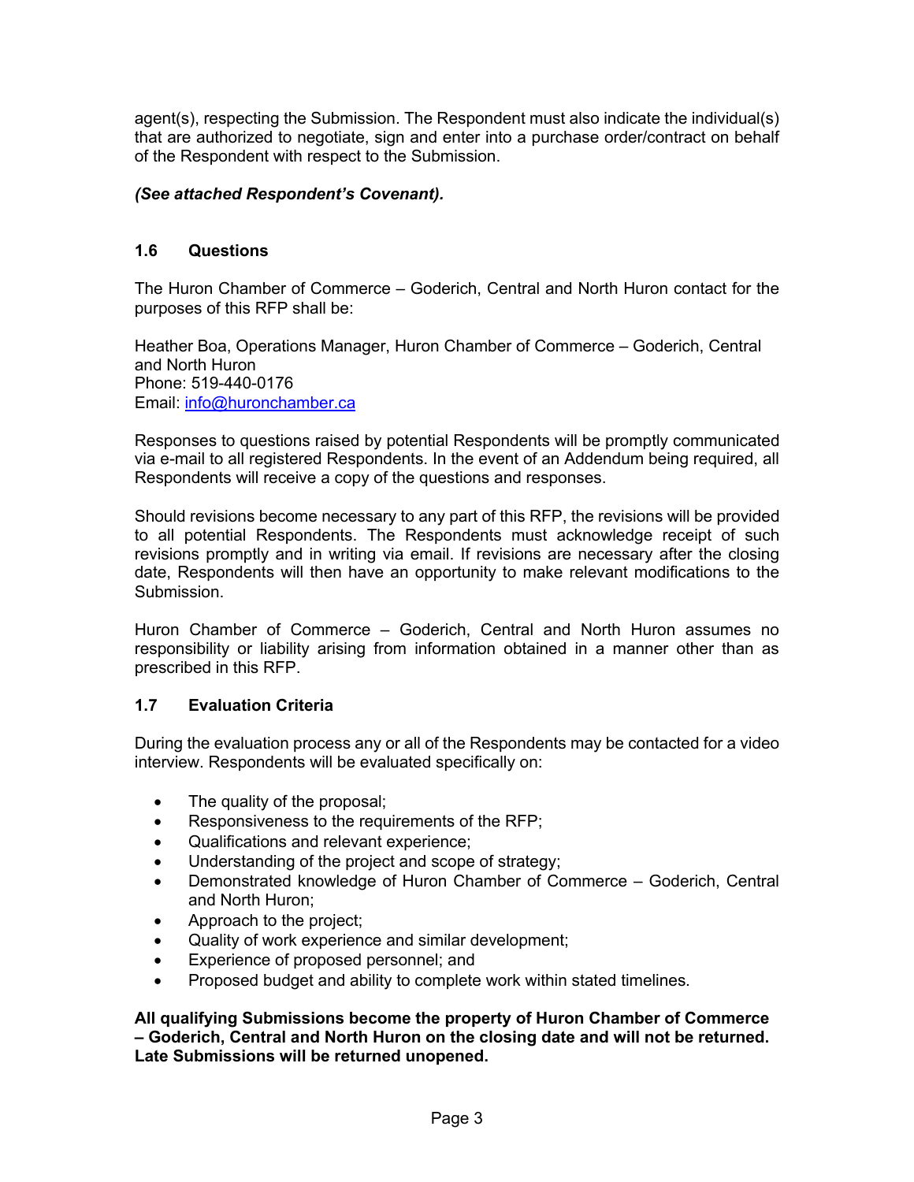agent(s), respecting the Submission. The Respondent must also indicate the individual(s) that are authorized to negotiate, sign and enter into a purchase order/contract on behalf of the Respondent with respect to the Submission.

***(See attached Respondent's Covenant).***

### 1.6 Questions

The Huron Chamber of Commerce – Goderich, Central and North Huron contact for the purposes of this RFP shall be:

Heather Boa, Operations Manager, Huron Chamber of Commerce – Goderich, Central and North Huron
Phone: 519-440-0176
Email: info@huronchamber.ca

Responses to questions raised by potential Respondents will be promptly communicated via e-mail to all registered Respondents. In the event of an Addendum being required, all Respondents will receive a copy of the questions and responses.

Should revisions become necessary to any part of this RFP, the revisions will be provided to all potential Respondents. The Respondents must acknowledge receipt of such revisions promptly and in writing via email. If revisions are necessary after the closing date, Respondents will then have an opportunity to make relevant modifications to the Submission.

Huron Chamber of Commerce – Goderich, Central and North Huron assumes no responsibility or liability arising from information obtained in a manner other than as prescribed in this RFP.

### 1.7 Evaluation Criteria

During the evaluation process any or all of the Respondents may be contacted for a video interview. Respondents will be evaluated specifically on:

- The quality of the proposal;
- Responsiveness to the requirements of the RFP;
- Qualifications and relevant experience;
- Understanding of the project and scope of strategy;
- Demonstrated knowledge of Huron Chamber of Commerce – Goderich, Central and North Huron;
- Approach to the project;
- Quality of work experience and similar development;
- Experience of proposed personnel; and
- Proposed budget and ability to complete work within stated timelines.

**All qualifying Submissions become the property of Huron Chamber of Commerce – Goderich, Central and North Huron on the closing date and will not be returned. Late Submissions will be returned unopened.**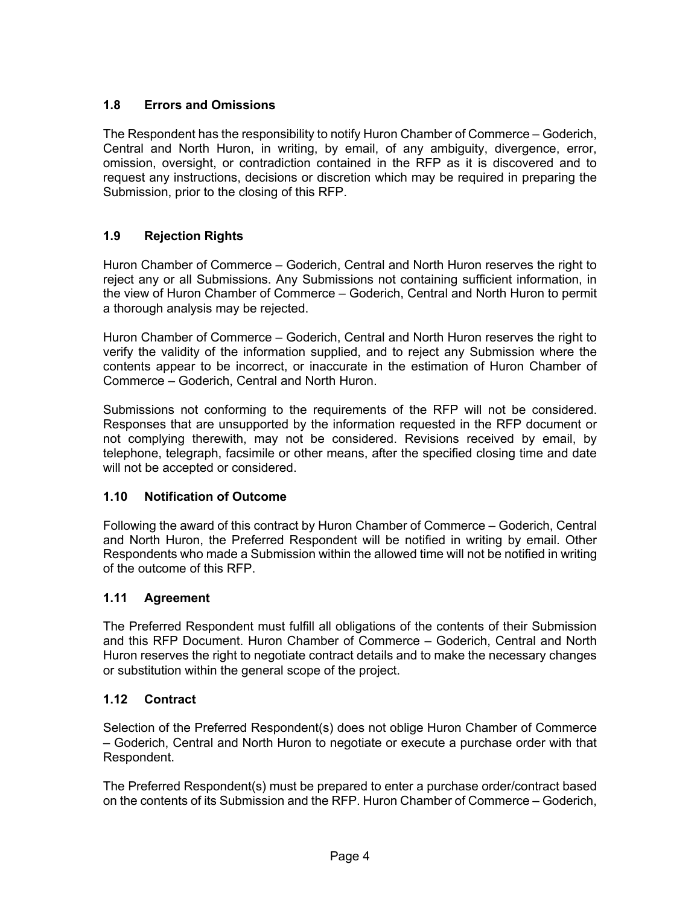### 1.8 Errors and Omissions

The Respondent has the responsibility to notify Huron Chamber of Commerce – Goderich, Central and North Huron, in writing, by email, of any ambiguity, divergence, error, omission, oversight, or contradiction contained in the RFP as it is discovered and to request any instructions, decisions or discretion which may be required in preparing the Submission, prior to the closing of this RFP.

### 1.9 Rejection Rights

Huron Chamber of Commerce – Goderich, Central and North Huron reserves the right to reject any or all Submissions. Any Submissions not containing sufficient information, in the view of Huron Chamber of Commerce – Goderich, Central and North Huron to permit a thorough analysis may be rejected.

Huron Chamber of Commerce – Goderich, Central and North Huron reserves the right to verify the validity of the information supplied, and to reject any Submission where the contents appear to be incorrect, or inaccurate in the estimation of Huron Chamber of Commerce – Goderich, Central and North Huron.

Submissions not conforming to the requirements of the RFP will not be considered. Responses that are unsupported by the information requested in the RFP document or not complying therewith, may not be considered. Revisions received by email, by telephone, telegraph, facsimile or other means, after the specified closing time and date will not be accepted or considered.

### 1.10 Notification of Outcome

Following the award of this contract by Huron Chamber of Commerce – Goderich, Central and North Huron, the Preferred Respondent will be notified in writing by email. Other Respondents who made a Submission within the allowed time will not be notified in writing of the outcome of this RFP.

### 1.11 Agreement

The Preferred Respondent must fulfill all obligations of the contents of their Submission and this RFP Document. Huron Chamber of Commerce – Goderich, Central and North Huron reserves the right to negotiate contract details and to make the necessary changes or substitution within the general scope of the project.

### 1.12 Contract

Selection of the Preferred Respondent(s) does not oblige Huron Chamber of Commerce – Goderich, Central and North Huron to negotiate or execute a purchase order with that Respondent.

The Preferred Respondent(s) must be prepared to enter a purchase order/contract based on the contents of its Submission and the RFP. Huron Chamber of Commerce – Goderich,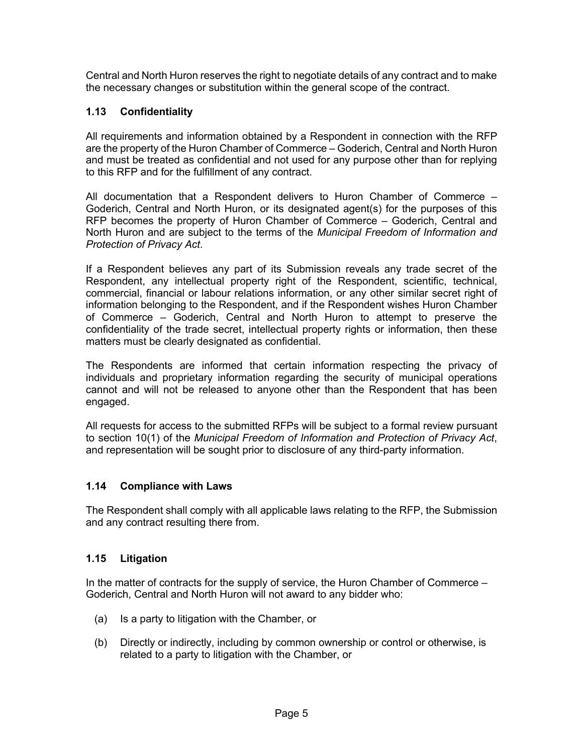Central and North Huron reserves the right to negotiate details of any contract and to make the necessary changes or substitution within the general scope of the contract.

### 1.13 Confidentiality

All requirements and information obtained by a Respondent in connection with the RFP are the property of the Huron Chamber of Commerce – Goderich, Central and North Huron and must be treated as confidential and not used for any purpose other than for replying to this RFP and for the fulfillment of any contract.

All documentation that a Respondent delivers to Huron Chamber of Commerce – Goderich, Central and North Huron, or its designated agent(s) for the purposes of this RFP becomes the property of Huron Chamber of Commerce – Goderich, Central and North Huron and are subject to the terms of the *Municipal Freedom of Information and Protection of Privacy Act*.

If a Respondent believes any part of its Submission reveals any trade secret of the Respondent, any intellectual property right of the Respondent, scientific, technical, commercial, financial or labour relations information, or any other similar secret right of information belonging to the Respondent, and if the Respondent wishes Huron Chamber of Commerce – Goderich, Central and North Huron to attempt to preserve the confidentiality of the trade secret, intellectual property rights or information, then these matters must be clearly designated as confidential.

The Respondents are informed that certain information respecting the privacy of individuals and proprietary information regarding the security of municipal operations cannot and will not be released to anyone other than the Respondent that has been engaged.

All requests for access to the submitted RFPs will be subject to a formal review pursuant to section 10(1) of the *Municipal Freedom of Information and Protection of Privacy Act*, and representation will be sought prior to disclosure of any third-party information.

### 1.14 Compliance with Laws

The Respondent shall comply with all applicable laws relating to the RFP, the Submission and any contract resulting there from.

### 1.15 Litigation

In the matter of contracts for the supply of service, the Huron Chamber of Commerce – Goderich, Central and North Huron will not award to any bidder who:

(a) Is a party to litigation with the Chamber, or

(b) Directly or indirectly, including by common ownership or control or otherwise, is related to a party to litigation with the Chamber, or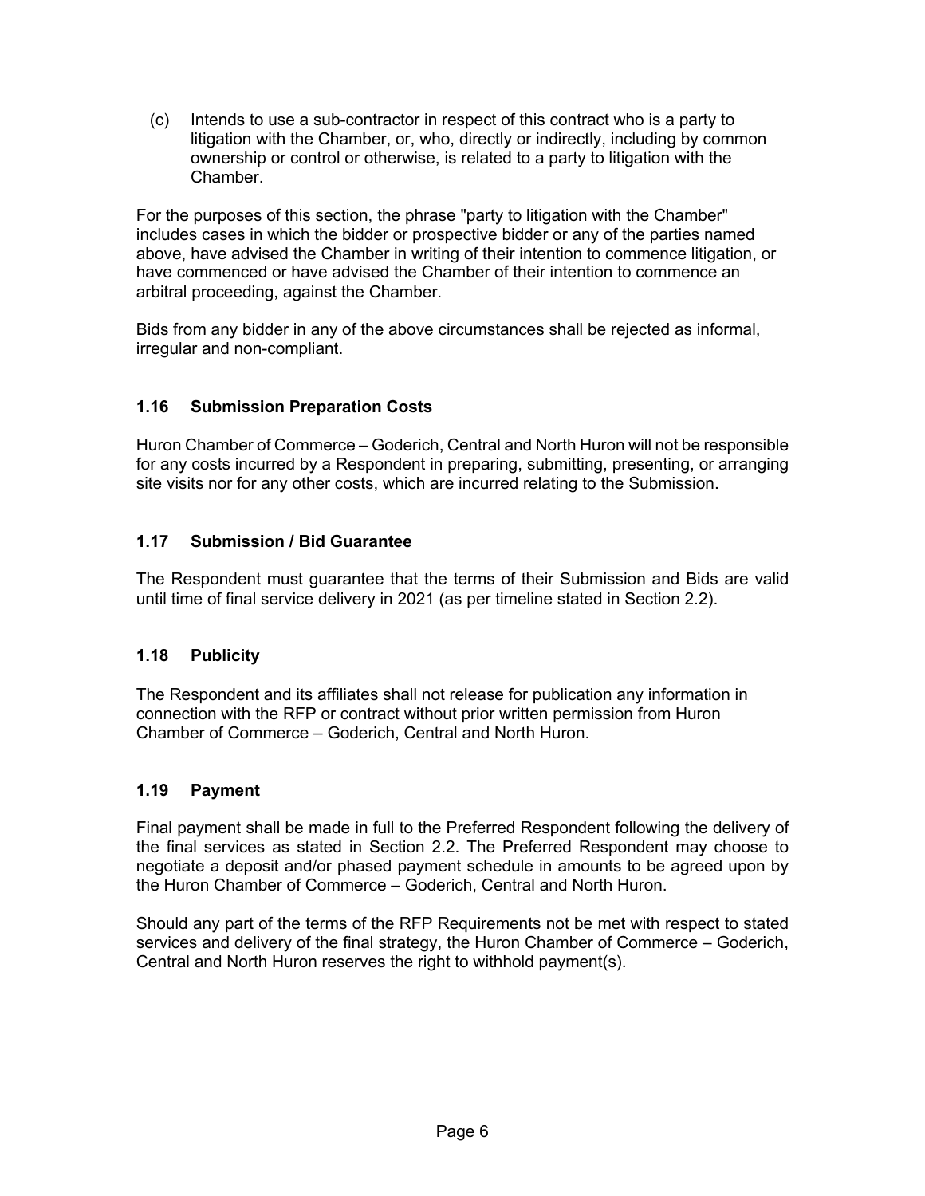(c) Intends to use a sub-contractor in respect of this contract who is a party to litigation with the Chamber, or, who, directly or indirectly, including by common ownership or control or otherwise, is related to a party to litigation with the Chamber.

For the purposes of this section, the phrase "party to litigation with the Chamber" includes cases in which the bidder or prospective bidder or any of the parties named above, have advised the Chamber in writing of their intention to commence litigation, or have commenced or have advised the Chamber of their intention to commence an arbitral proceeding, against the Chamber.

Bids from any bidder in any of the above circumstances shall be rejected as informal, irregular and non-compliant.

### 1.16 Submission Preparation Costs

Huron Chamber of Commerce – Goderich, Central and North Huron will not be responsible for any costs incurred by a Respondent in preparing, submitting, presenting, or arranging site visits nor for any other costs, which are incurred relating to the Submission.

### 1.17 Submission / Bid Guarantee

The Respondent must guarantee that the terms of their Submission and Bids are valid until time of final service delivery in 2021 (as per timeline stated in Section 2.2).

### 1.18 Publicity

The Respondent and its affiliates shall not release for publication any information in connection with the RFP or contract without prior written permission from Huron Chamber of Commerce – Goderich, Central and North Huron.

### 1.19 Payment

Final payment shall be made in full to the Preferred Respondent following the delivery of the final services as stated in Section 2.2. The Preferred Respondent may choose to negotiate a deposit and/or phased payment schedule in amounts to be agreed upon by the Huron Chamber of Commerce – Goderich, Central and North Huron.

Should any part of the terms of the RFP Requirements not be met with respect to stated services and delivery of the final strategy, the Huron Chamber of Commerce – Goderich, Central and North Huron reserves the right to withhold payment(s).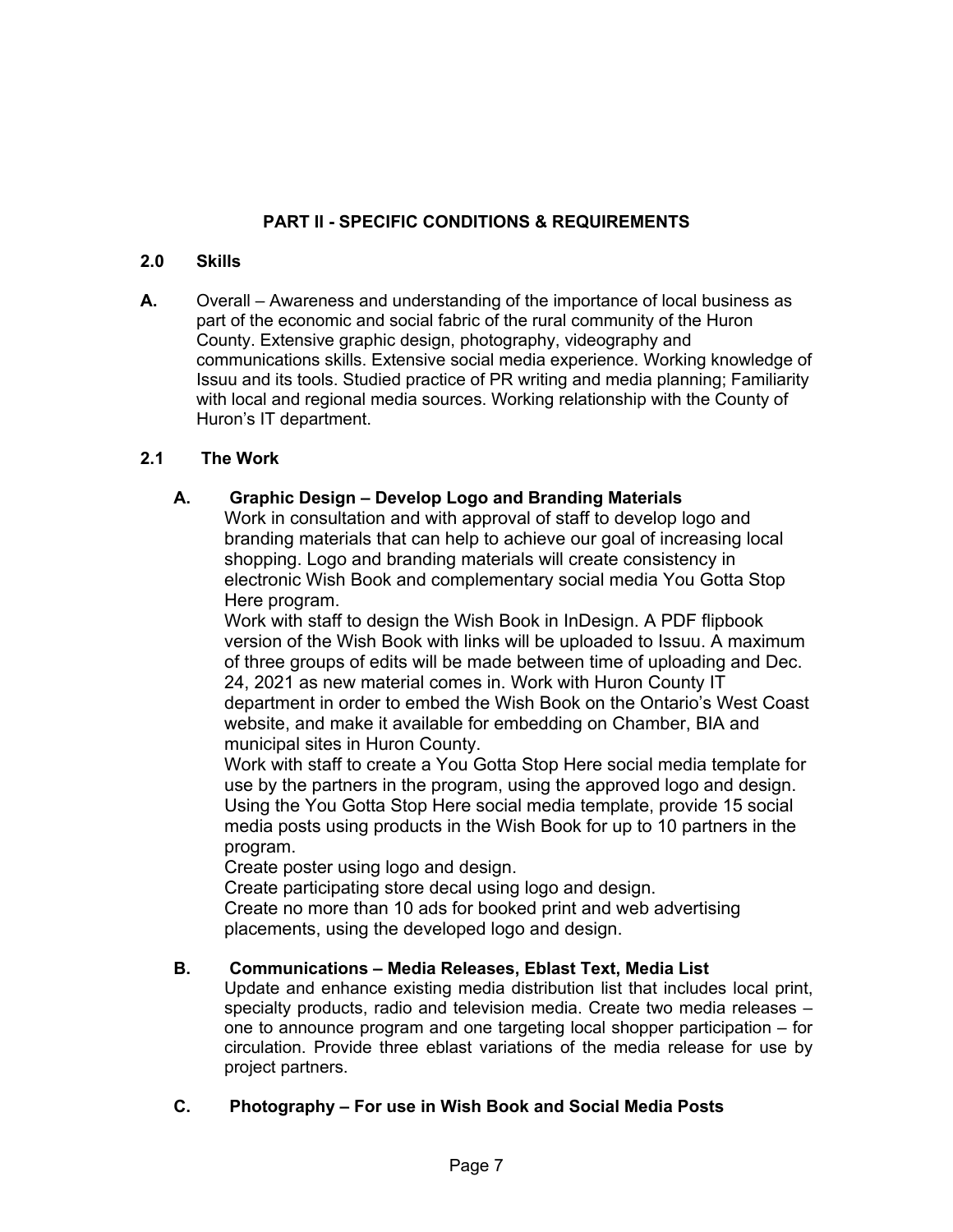## PART II - SPECIFIC CONDITIONS & REQUIREMENTS

### 2.0 Skills

**A.** Overall – Awareness and understanding of the importance of local business as part of the economic and social fabric of the rural community of the Huron County. Extensive graphic design, photography, videography and communications skills. Extensive social media experience. Working knowledge of Issuu and its tools. Studied practice of PR writing and media planning; Familiarity with local and regional media sources. Working relationship with the County of Huron's IT department.

### 2.1 The Work

**A. Graphic Design – Develop Logo and Branding Materials**

Work in consultation and with approval of staff to develop logo and branding materials that can help to achieve our goal of increasing local shopping. Logo and branding materials will create consistency in electronic Wish Book and complementary social media You Gotta Stop Here program.

Work with staff to design the Wish Book in InDesign. A PDF flipbook version of the Wish Book with links will be uploaded to Issuu. A maximum of three groups of edits will be made between time of uploading and Dec. 24, 2021 as new material comes in. Work with Huron County IT department in order to embed the Wish Book on the Ontario's West Coast website, and make it available for embedding on Chamber, BIA and municipal sites in Huron County.

Work with staff to create a You Gotta Stop Here social media template for use by the partners in the program, using the approved logo and design. Using the You Gotta Stop Here social media template, provide 15 social media posts using products in the Wish Book for up to 10 partners in the program.

Create poster using logo and design.

Create participating store decal using logo and design.

Create no more than 10 ads for booked print and web advertising placements, using the developed logo and design.

**B. Communications – Media Releases, Eblast Text, Media List**

Update and enhance existing media distribution list that includes local print, specialty products, radio and television media. Create two media releases – one to announce program and one targeting local shopper participation – for circulation. Provide three eblast variations of the media release for use by project partners.

**C. Photography – For use in Wish Book and Social Media Posts**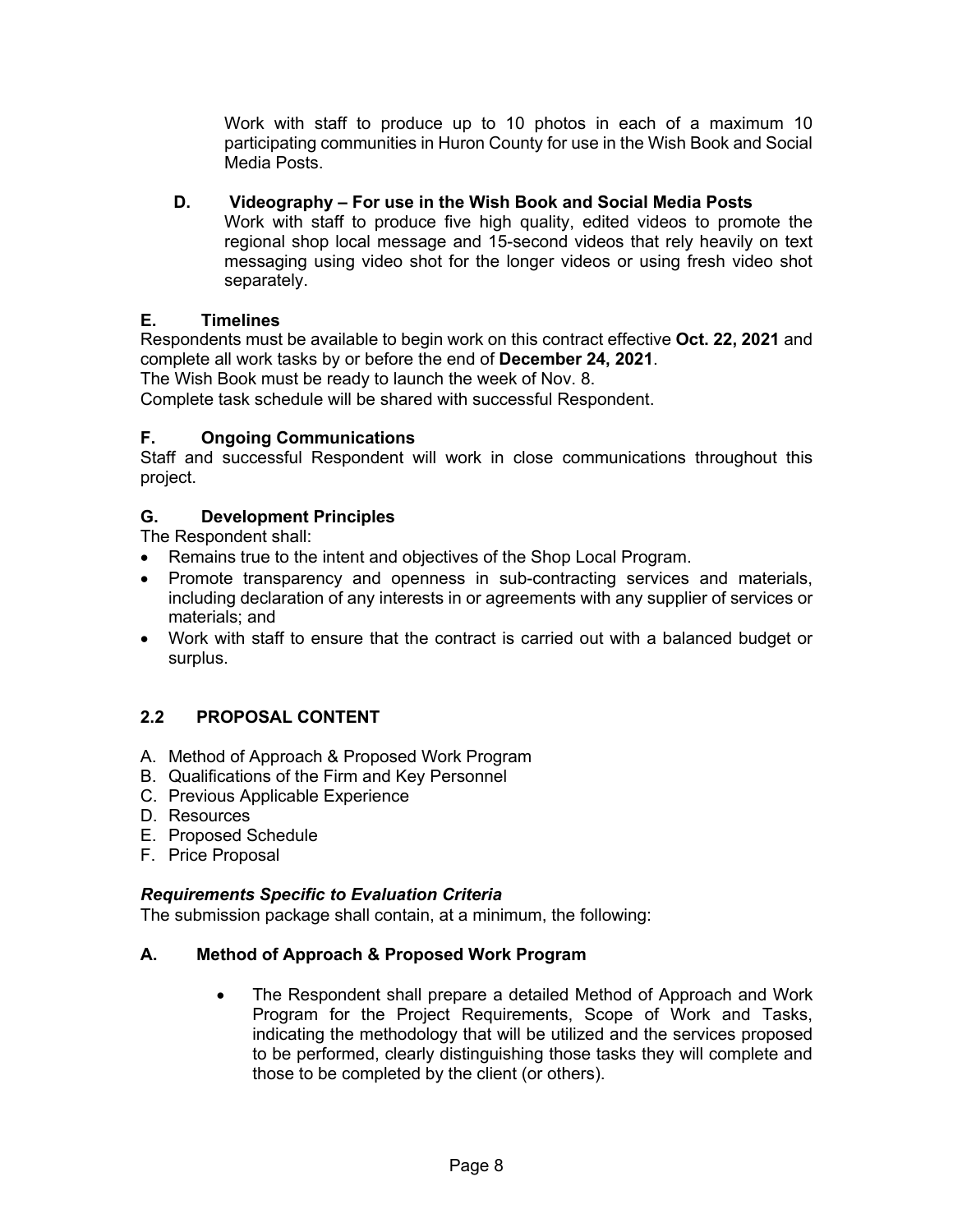Work with staff to produce up to 10 photos in each of a maximum 10 participating communities in Huron County for use in the Wish Book and Social Media Posts.

**D. Videography – For use in the Wish Book and Social Media Posts**

Work with staff to produce five high quality, edited videos to promote the regional shop local message and 15-second videos that rely heavily on text messaging using video shot for the longer videos or using fresh video shot separately.

### E. Timelines

Respondents must be available to begin work on this contract effective **Oct. 22, 2021** and complete all work tasks by or before the end of **December 24, 2021**.

The Wish Book must be ready to launch the week of Nov. 8.

Complete task schedule will be shared with successful Respondent.

### F. Ongoing Communications

Staff and successful Respondent will work in close communications throughout this project.

### G. Development Principles

The Respondent shall:

- Remains true to the intent and objectives of the Shop Local Program.
- Promote transparency and openness in sub-contracting services and materials, including declaration of any interests in or agreements with any supplier of services or materials; and
- Work with staff to ensure that the contract is carried out with a balanced budget or surplus.

## 2.2 PROPOSAL CONTENT

A. Method of Approach & Proposed Work Program
B. Qualifications of the Firm and Key Personnel
C. Previous Applicable Experience
D. Resources
E. Proposed Schedule
F. Price Proposal

***Requirements Specific to Evaluation Criteria***

The submission package shall contain, at a minimum, the following:

### A. Method of Approach & Proposed Work Program

- The Respondent shall prepare a detailed Method of Approach and Work Program for the Project Requirements, Scope of Work and Tasks, indicating the methodology that will be utilized and the services proposed to be performed, clearly distinguishing those tasks they will complete and those to be completed by the client (or others).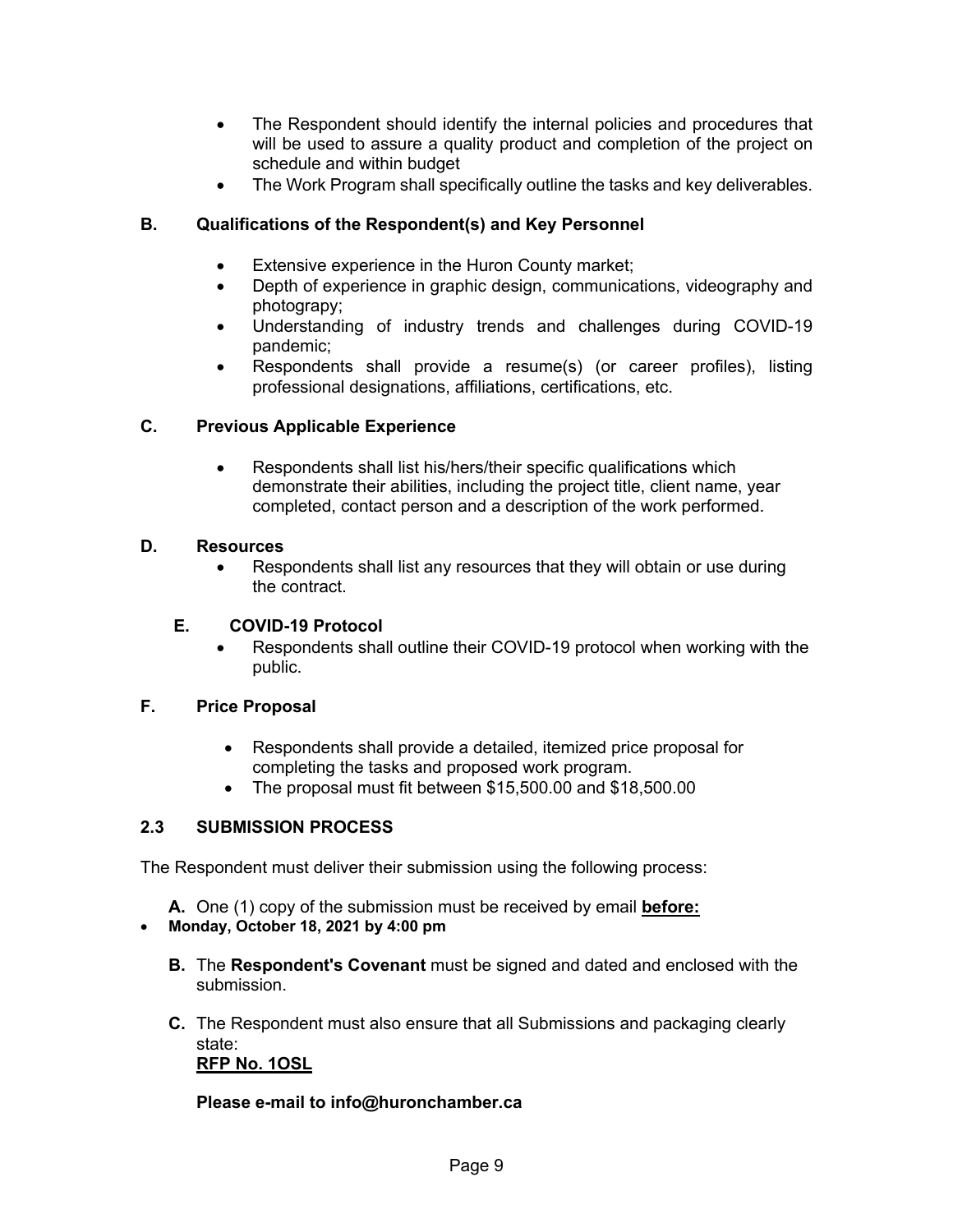- The Respondent should identify the internal policies and procedures that will be used to assure a quality product and completion of the project on schedule and within budget
- The Work Program shall specifically outline the tasks and key deliverables.

### B. Qualifications of the Respondent(s) and Key Personnel

- Extensive experience in the Huron County market;
- Depth of experience in graphic design, communications, videography and photograpy;
- Understanding of industry trends and challenges during COVID-19 pandemic;
- Respondents shall provide a resume(s) (or career profiles), listing professional designations, affiliations, certifications, etc.

### C. Previous Applicable Experience

- Respondents shall list his/hers/their specific qualifications which demonstrate their abilities, including the project title, client name, year completed, contact person and a description of the work performed.

### D. Resources

- Respondents shall list any resources that they will obtain or use during the contract.

### E. COVID-19 Protocol

- Respondents shall outline their COVID-19 protocol when working with the public.

### F. Price Proposal

- Respondents shall provide a detailed, itemized price proposal for completing the tasks and proposed work program.
- The proposal must fit between $15,500.00 and $18,500.00

## 2.3 SUBMISSION PROCESS

The Respondent must deliver their submission using the following process:

**A.** One (1) copy of the submission must be received by email **before:**

- **Monday, October 18, 2021 by 4:00 pm**

**B.** The **Respondent's Covenant** must be signed and dated and enclosed with the submission.

**C.** The Respondent must also ensure that all Submissions and packaging clearly state:
**RFP No. 1OSL**

**Please e-mail to info@huronchamber.ca**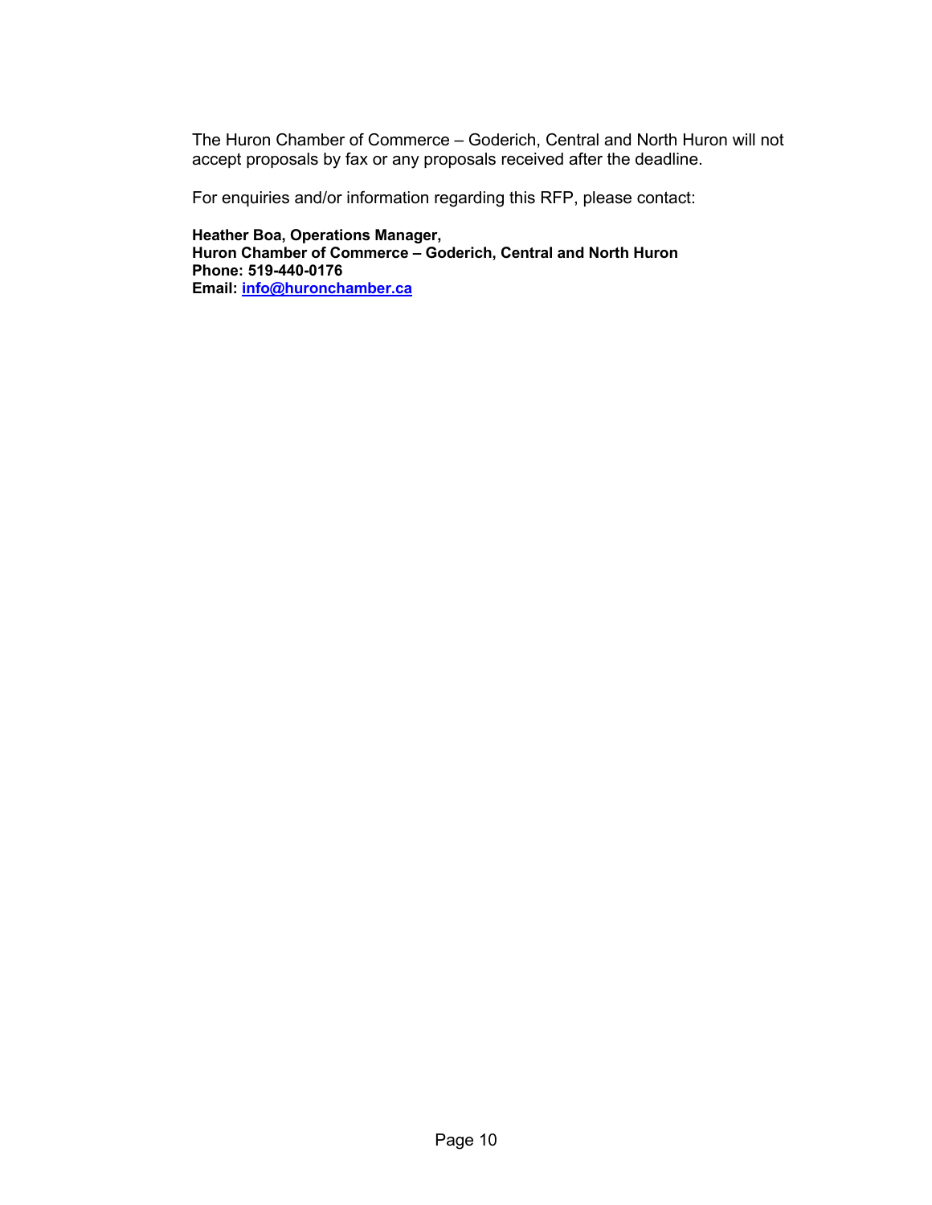The Huron Chamber of Commerce – Goderich, Central and North Huron will not accept proposals by fax or any proposals received after the deadline.

For enquiries and/or information regarding this RFP, please contact:

**Heather Boa, Operations Manager,**  
**Huron Chamber of Commerce – Goderich, Central and North Huron**  
**Phone: 519-440-0176**  
**Email: info@huronchamber.ca**